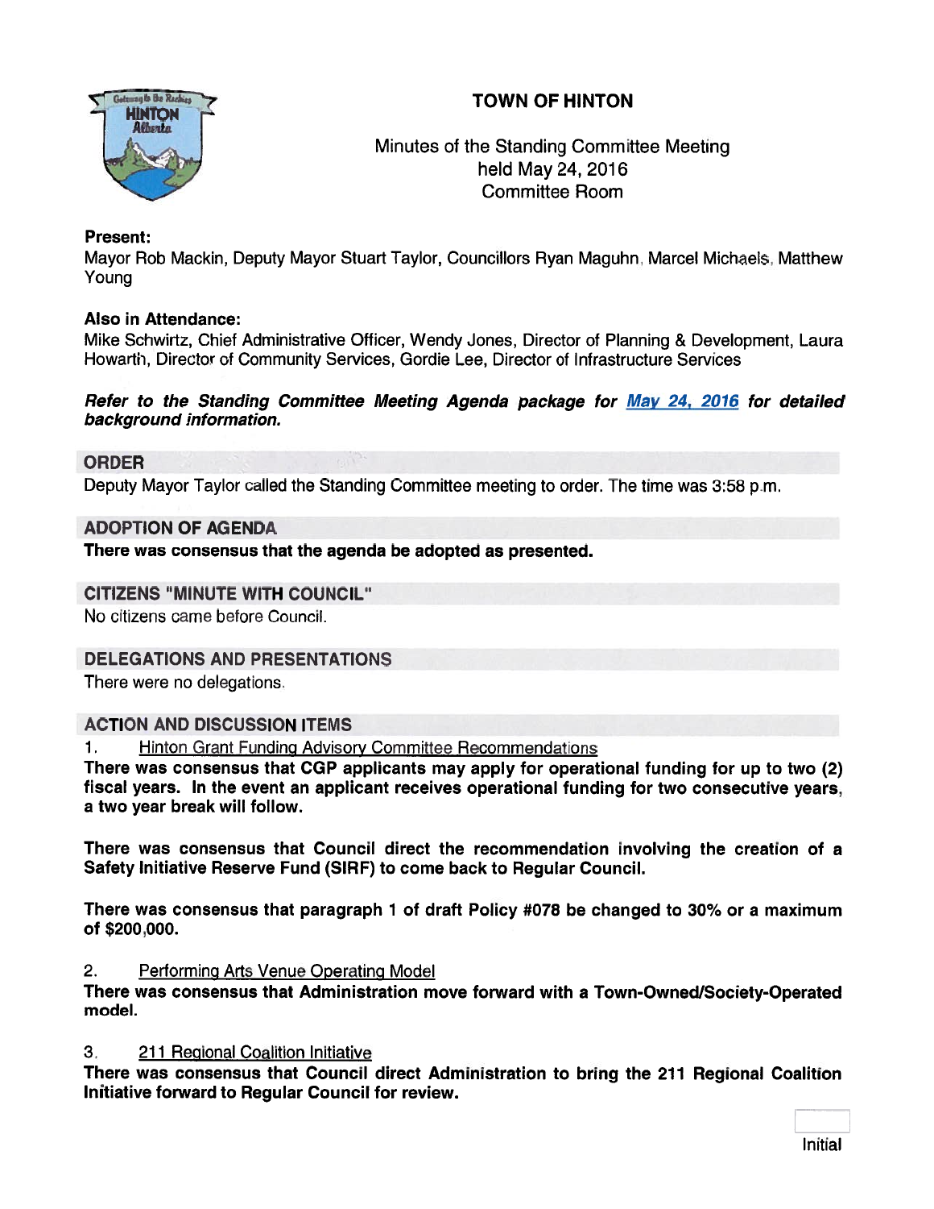# TOWN OF HINTON

Minutes of the Standing Committee Meeting
held May 24, 2016
Committee Room

**Present:**
Mayor Rob Mackin, Deputy Mayor Stuart Taylor, Councillors Ryan Maguhn, Marcel Michaels, Matthew Young

**Also in Attendance:**
Mike Schwirtz, Chief Administrative Officer, Wendy Jones, Director of Planning & Development, Laura Howarth, Director of Community Services, Gordie Lee, Director of Infrastructure Services

***Refer to the Standing Committee Meeting Agenda package for May 24, 2016 for detailed background information.***

## ORDER

Deputy Mayor Taylor called the Standing Committee meeting to order. The time was 3:58 p.m.

## ADOPTION OF AGENDA

**There was consensus that the agenda be adopted as presented.**

## CITIZENS "MINUTE WITH COUNCIL"

No citizens came before Council.

## DELEGATIONS AND PRESENTATIONS

There were no delegations.

## ACTION AND DISCUSSION ITEMS

1. Hinton Grant Funding Advisory Committee Recommendations

**There was consensus that CGP applicants may apply for operational funding for up to two (2) fiscal years. In the event an applicant receives operational funding for two consecutive years, a two year break will follow.**

**There was consensus that Council direct the recommendation involving the creation of a Safety Initiative Reserve Fund (SIRF) to come back to Regular Council.**

**There was consensus that paragraph 1 of draft Policy #078 be changed to 30% or a maximum of $200,000.**

2. Performing Arts Venue Operating Model

**There was consensus that Administration move forward with a Town-Owned/Society-Operated model.**

3. 211 Regional Coalition Initiative

**There was consensus that Council direct Administration to bring the 211 Regional Coalition Initiative forward to Regular Council for review.**

Initial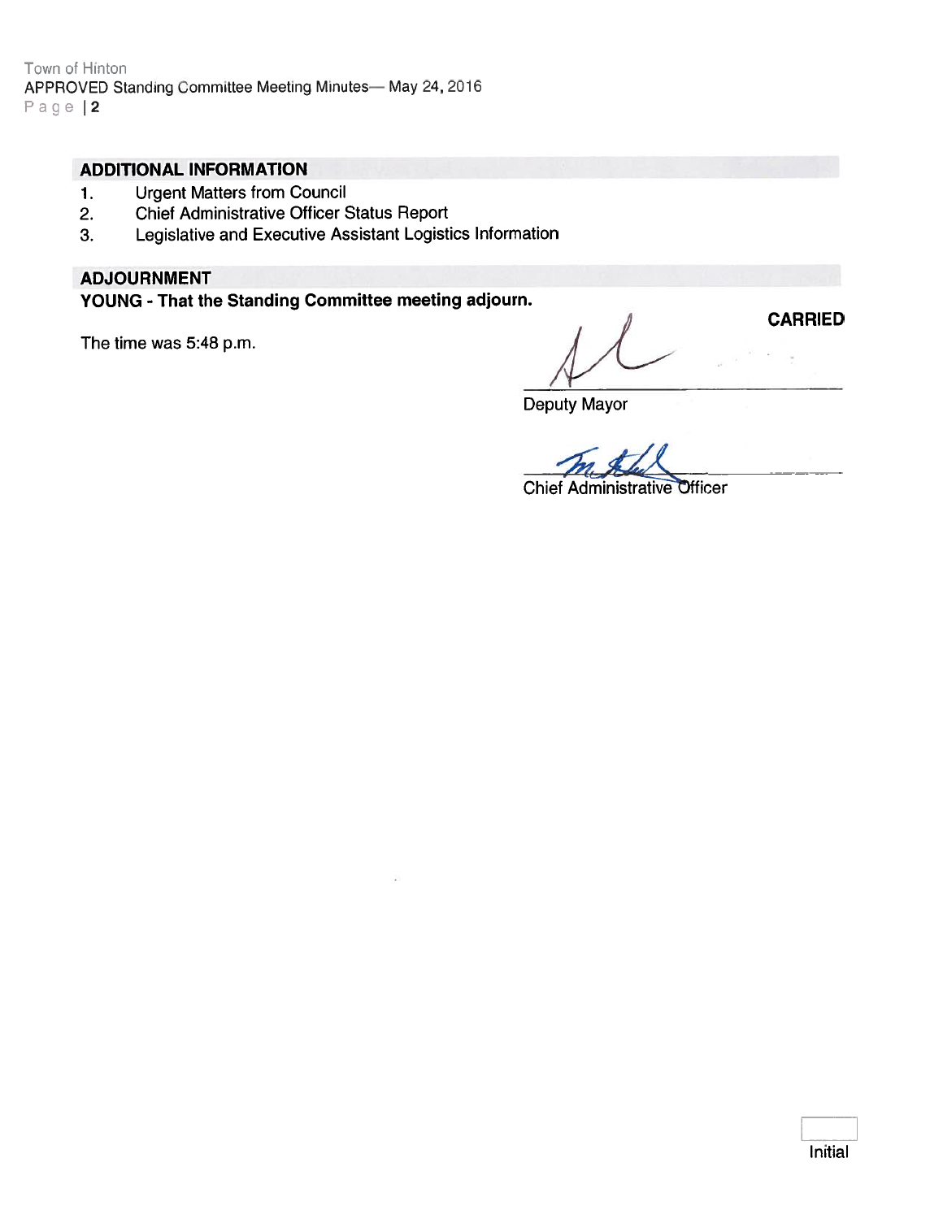## ADDITIONAL INFORMATION

1. Urgent Matters from Council
2. Chief Administrative Officer Status Report
3. Legislative and Executive Assistant Logistics Information

## ADJOURNMENT

**YOUNG - That the Standing Committee meeting adjourn.**

**CARRIED**

The time was 5:48 p.m.

Deputy Mayor

Chief Administrative Officer

Initial